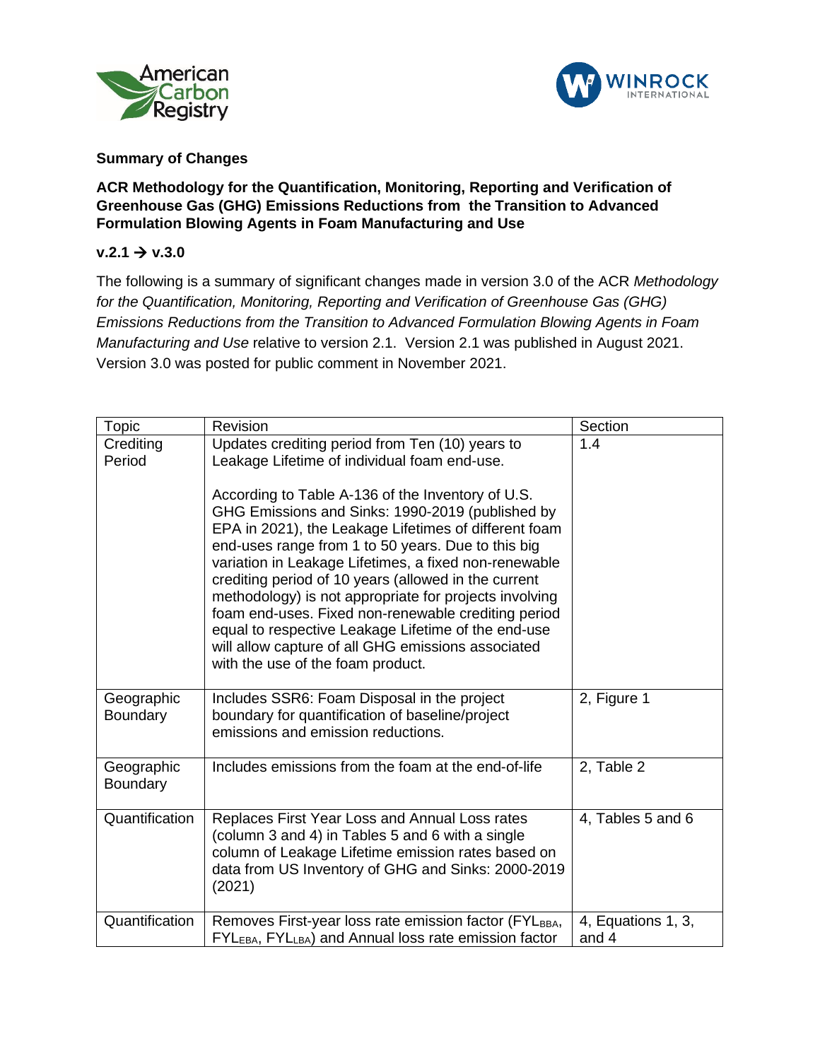**Summary of Changes**

**ACR Methodology for the Quantification, Monitoring, Reporting and Verification of Greenhouse Gas (GHG) Emissions Reductions from the Transition to Advanced Formulation Blowing Agents in Foam Manufacturing and Use**

**v.2.1 → v.3.0**

The following is a summary of significant changes made in version 3.0 of the ACR *Methodology for the Quantification, Monitoring, Reporting and Verification of Greenhouse Gas (GHG) Emissions Reductions from the Transition to Advanced Formulation Blowing Agents in Foam Manufacturing and Use* relative to version 2.1. Version 2.1 was published in August 2021. Version 3.0 was posted for public comment in November 2021.

| Topic | Revision | Section |
|---|---|---|
| Crediting Period | Updates crediting period from Ten (10) years to Leakage Lifetime of individual foam end-use.<br><br>According to Table A-136 of the Inventory of U.S. GHG Emissions and Sinks: 1990-2019 (published by EPA in 2021), the Leakage Lifetimes of different foam end-uses range from 1 to 50 years. Due to this big variation in Leakage Lifetimes, a fixed non-renewable crediting period of 10 years (allowed in the current methodology) is not appropriate for projects involving foam end-uses. Fixed non-renewable crediting period equal to respective Leakage Lifetime of the end-use will allow capture of all GHG emissions associated with the use of the foam product. | 1.4 |
| Geographic Boundary | Includes SSR6: Foam Disposal in the project boundary for quantification of baseline/project emissions and emission reductions. | 2, Figure 1 |
| Geographic Boundary | Includes emissions from the foam at the end-of-life | 2, Table 2 |
| Quantification | Replaces First Year Loss and Annual Loss rates (column 3 and 4) in Tables 5 and 6 with a single column of Leakage Lifetime emission rates based on data from US Inventory of GHG and Sinks: 2000-2019 (2021) | 4, Tables 5 and 6 |
| Quantification | Removes First-year loss rate emission factor ($FYL_{BBA}$, $FYL_{EBA}$, $FYL_{LBA}$) and Annual loss rate emission factor | 4, Equations 1, 3, and 4 |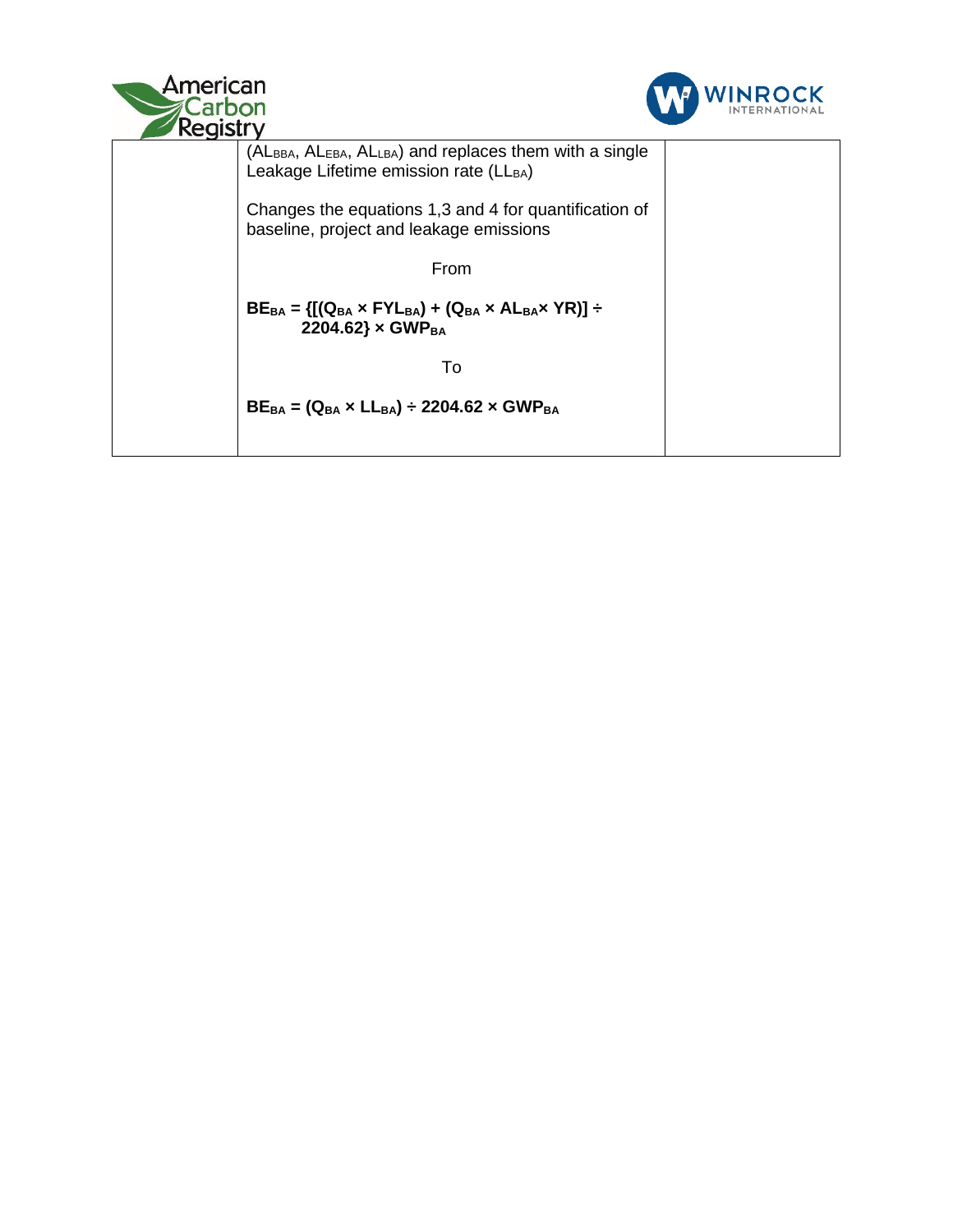| | | |
|---|---|---|
| | ($AL_{BBA}$, $AL_{EBA}$, $AL_{LBA}$) and replaces them with a single Leakage Lifetime emission rate ($LL_{BA}$)<br><br>Changes the equations 1,3 and 4 for quantification of baseline, project and leakage emissions<br><br>From<br><br>$$BE_{BA} = \{[(Q_{BA} \times FYL_{BA}) + (Q_{BA} \times AL_{BA} \times YR)] \div 2204.62\} \times GWP_{BA}$$<br><br>To<br><br>$$BE_{BA} = (Q_{BA} \times LL_{BA}) \div 2204.62 \times GWP_{BA}$$ | |